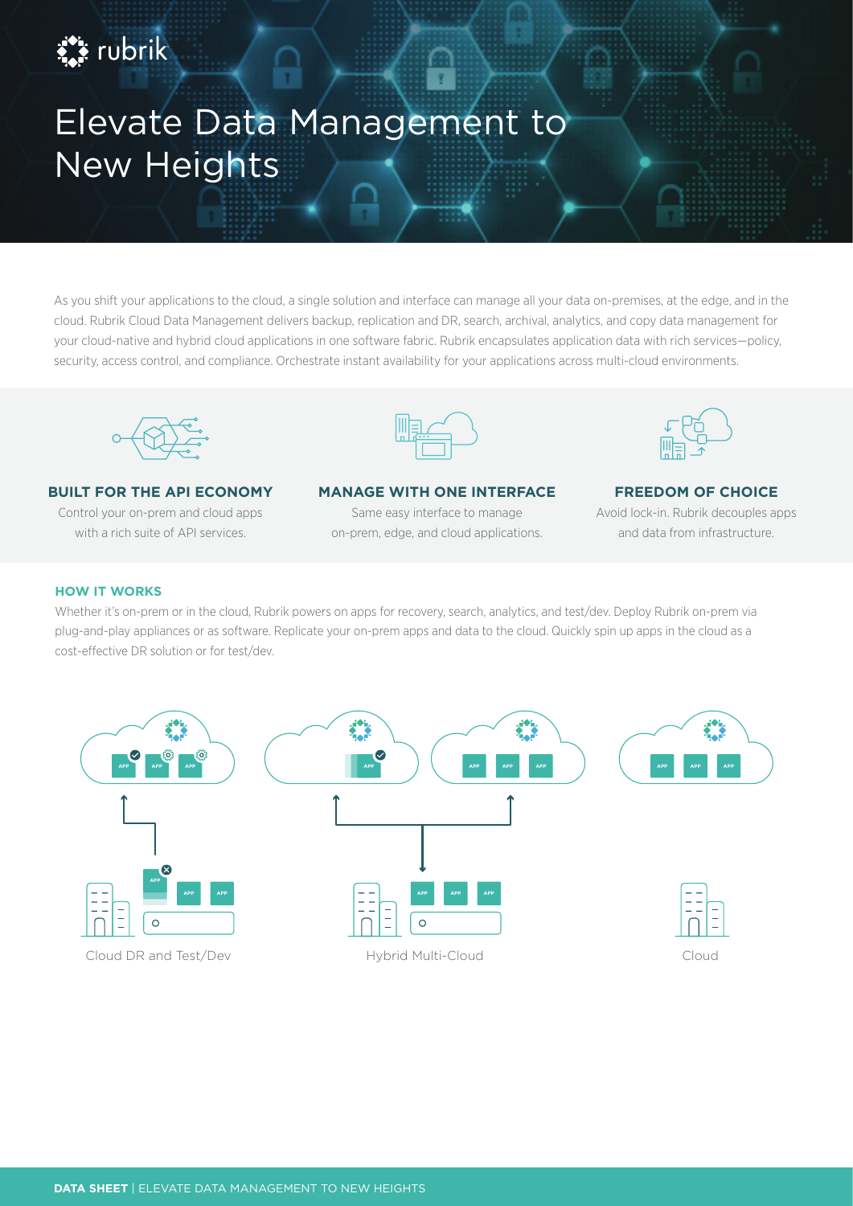# Elevate Data Management to New Heights

As you shift your applications to the cloud, a single solution and interface can manage all your data on-premises, at the edge, and in the cloud. Rubrik Cloud Data Management delivers backup, replication and DR, search, archival, analytics, and copy data management for your cloud-native and hybrid cloud applications in one software fabric. Rubrik encapsulates application data with rich services—policy, security, access control, and compliance. Orchestrate instant availability for your applications across multi-cloud environments.

### BUILT FOR THE API ECONOMY

Control your on-prem and cloud apps with a rich suite of API services.

### MANAGE WITH ONE INTERFACE

Same easy interface to manage on-prem, edge, and cloud applications.

### FREEDOM OF CHOICE

Avoid lock-in. Rubrik decouples apps and data from infrastructure.

## HOW IT WORKS

Whether it's on-prem or in the cloud, Rubrik powers on apps for recovery, search, analytics, and test/dev. Deploy Rubrik on-prem via plug-and-play appliances or as software. Replicate your on-prem apps and data to the cloud. Quickly spin up apps in the cloud as a cost-effective DR solution or for test/dev.

Cloud DR and Test/Dev

Hybrid Multi-Cloud

Cloud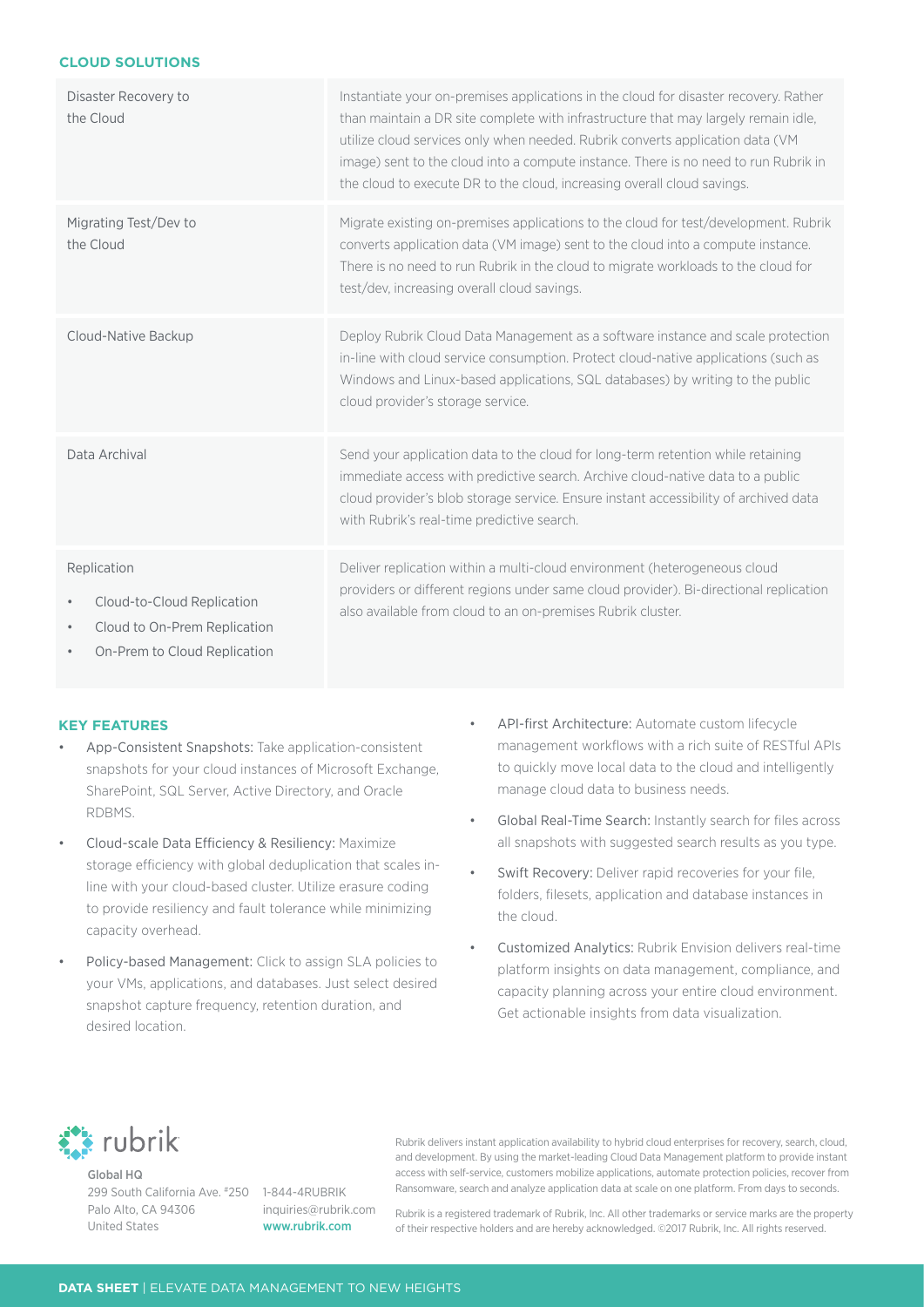## CLOUD SOLUTIONS

| | |
|---|---|
| Disaster Recovery to the Cloud | Instantiate your on-premises applications in the cloud for disaster recovery. Rather than maintain a DR site complete with infrastructure that may largely remain idle, utilize cloud services only when needed. Rubrik converts application data (VM image) sent to the cloud into a compute instance. There is no need to run Rubrik in the cloud to execute DR to the cloud, increasing overall cloud savings. |
| Migrating Test/Dev to the Cloud | Migrate existing on-premises applications to the cloud for test/development. Rubrik converts application data (VM image) sent to the cloud into a compute instance. There is no need to run Rubrik in the cloud to migrate workloads to the cloud for test/dev, increasing overall cloud savings. |
| Cloud-Native Backup | Deploy Rubrik Cloud Data Management as a software instance and scale protection in-line with cloud service consumption. Protect cloud-native applications (such as Windows and Linux-based applications, SQL databases) by writing to the public cloud provider's storage service. |
| Data Archival | Send your application data to the cloud for long-term retention while retaining immediate access with predictive search. Archive cloud-native data to a public cloud provider's blob storage service. Ensure instant accessibility of archived data with Rubrik's real-time predictive search. |
| Replication<br>• Cloud-to-Cloud Replication<br>• Cloud to On-Prem Replication<br>• On-Prem to Cloud Replication | Deliver replication within a multi-cloud environment (heterogeneous cloud providers or different regions under same cloud provider). Bi-directional replication also available from cloud to an on-premises Rubrik cluster. |

## KEY FEATURES

- App-Consistent Snapshots: Take application-consistent snapshots for your cloud instances of Microsoft Exchange, SharePoint, SQL Server, Active Directory, and Oracle RDBMS.
- Cloud-scale Data Efficiency & Resiliency: Maximize storage efficiency with global deduplication that scales in-line with your cloud-based cluster. Utilize erasure coding to provide resiliency and fault tolerance while minimizing capacity overhead.
- Policy-based Management: Click to assign SLA policies to your VMs, applications, and databases. Just select desired snapshot capture frequency, retention duration, and desired location.
- API-first Architecture: Automate custom lifecycle management workflows with a rich suite of RESTful APIs to quickly move local data to the cloud and intelligently manage cloud data to business needs.
- Global Real-Time Search: Instantly search for files across all snapshots with suggested search results as you type.
- Swift Recovery: Deliver rapid recoveries for your file, folders, filesets, application and database instances in the cloud.
- Customized Analytics: Rubrik Envision delivers real-time platform insights on data management, compliance, and capacity planning across your entire cloud environment. Get actionable insights from data visualization.

rubrik

Global HQ
299 South California Ave. #250
Palo Alto, CA 94306
United States

1-844-4RUBRIK
inquiries@rubrik.com
www.rubrik.com

Rubrik delivers instant application availability to hybrid cloud enterprises for recovery, search, cloud, and development. By using the market-leading Cloud Data Management platform to provide instant access with self-service, customers mobilize applications, automate protection policies, recover from Ransomware, search and analyze application data at scale on one platform. From days to seconds.

Rubrik is a registered trademark of Rubrik, Inc. All other trademarks or service marks are the property of their respective holders and are hereby acknowledged. ©2017 Rubrik, Inc. All rights reserved.